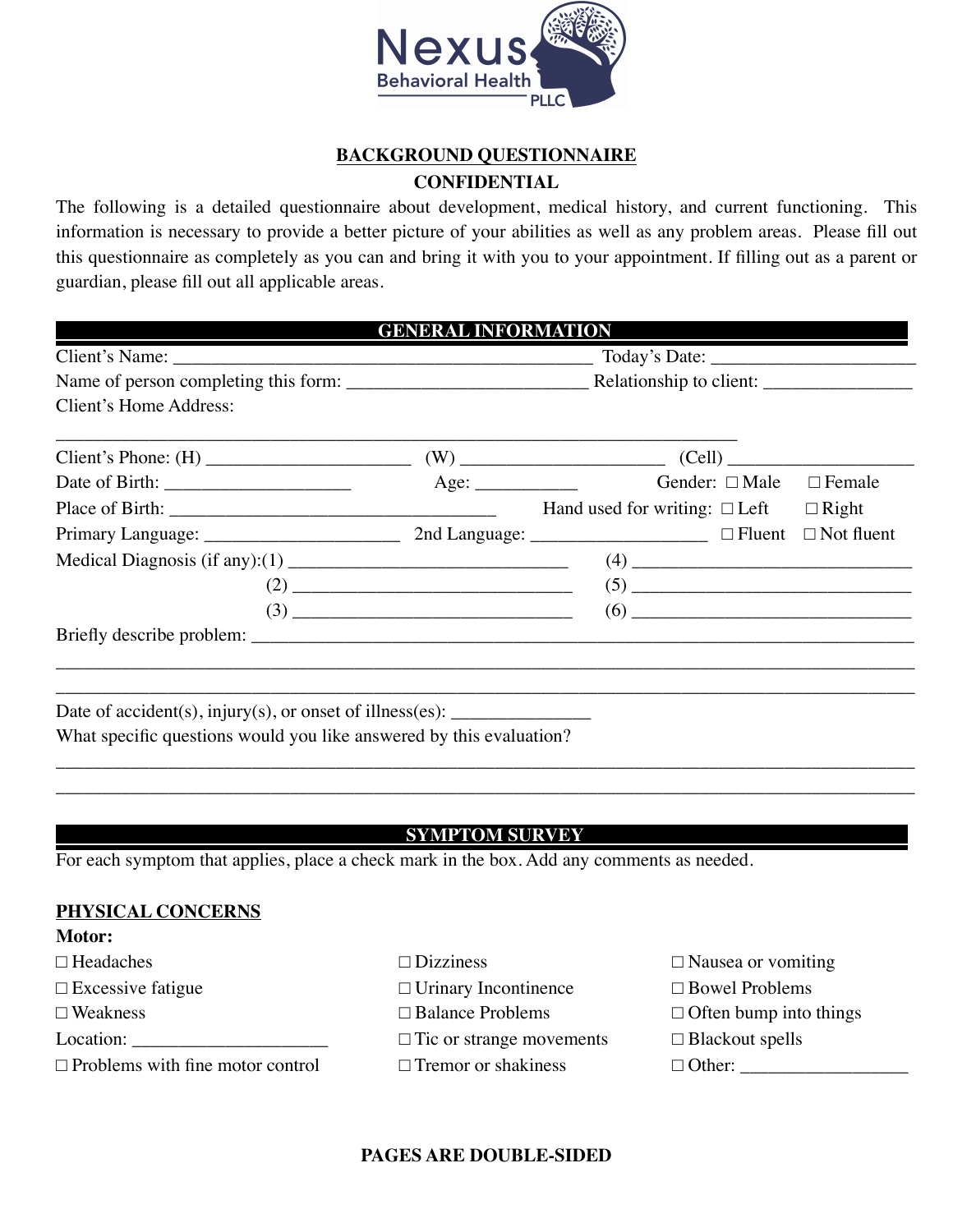Nexus Behavioral Health PLLC

# BACKGROUND QUESTIONNAIRE

## CONFIDENTIAL

The following is a detailed questionnaire about development, medical history, and current functioning. This information is necessary to provide a better picture of your abilities as well as any problem areas. Please fill out this questionnaire as completely as you can and bring it with you to your appointment. If filling out as a parent or guardian, please fill out all applicable areas.

## GENERAL INFORMATION

Client's Name: ______________________________________________ Today's Date: ______________________

Name of person completing this form: __________________________ Relationship to client: ________________

Client's Home Address:

___________________________________________________________________________

Client's Phone: (H) ______________________ (W) ______________________ (Cell) ____________________

Date of Birth: ____________________ Age: ___________ Gender: ☐ Male ☐ Female

Place of Birth: __________________________________ Hand used for writing: ☐ Left ☐ Right

Primary Language: _____________________ 2nd Language: ___________________ ☐ Fluent ☐ Not fluent

Medical Diagnosis (if any):(1) ______________________________ (4) ______________________________

(2) ______________________________ (5) ______________________________

(3) ______________________________ (6) ______________________________

Briefly describe problem: ___________________________________________________________________________

_____________________________________________________________________________________________

_____________________________________________________________________________________________

Date of accident(s), injury(s), or onset of illness(es): _______________

What specific questions would you like answered by this evaluation?

_____________________________________________________________________________________________

_____________________________________________________________________________________________

## SYMPTOM SURVEY

For each symptom that applies, place a check mark in the box. Add any comments as needed.

### PHYSICAL CONCERNS

**Motor:**

☐ Headaches

☐ Excessive fatigue

☐ Weakness

Location: _____________________

☐ Problems with fine motor control

☐ Dizziness

☐ Urinary Incontinence

☐ Balance Problems

☐ Tic or strange movements

☐ Tremor or shakiness

☐ Nausea or vomiting

☐ Bowel Problems

☐ Often bump into things

☐ Blackout spells

☐ Other: __________________

**PAGES ARE DOUBLE-SIDED**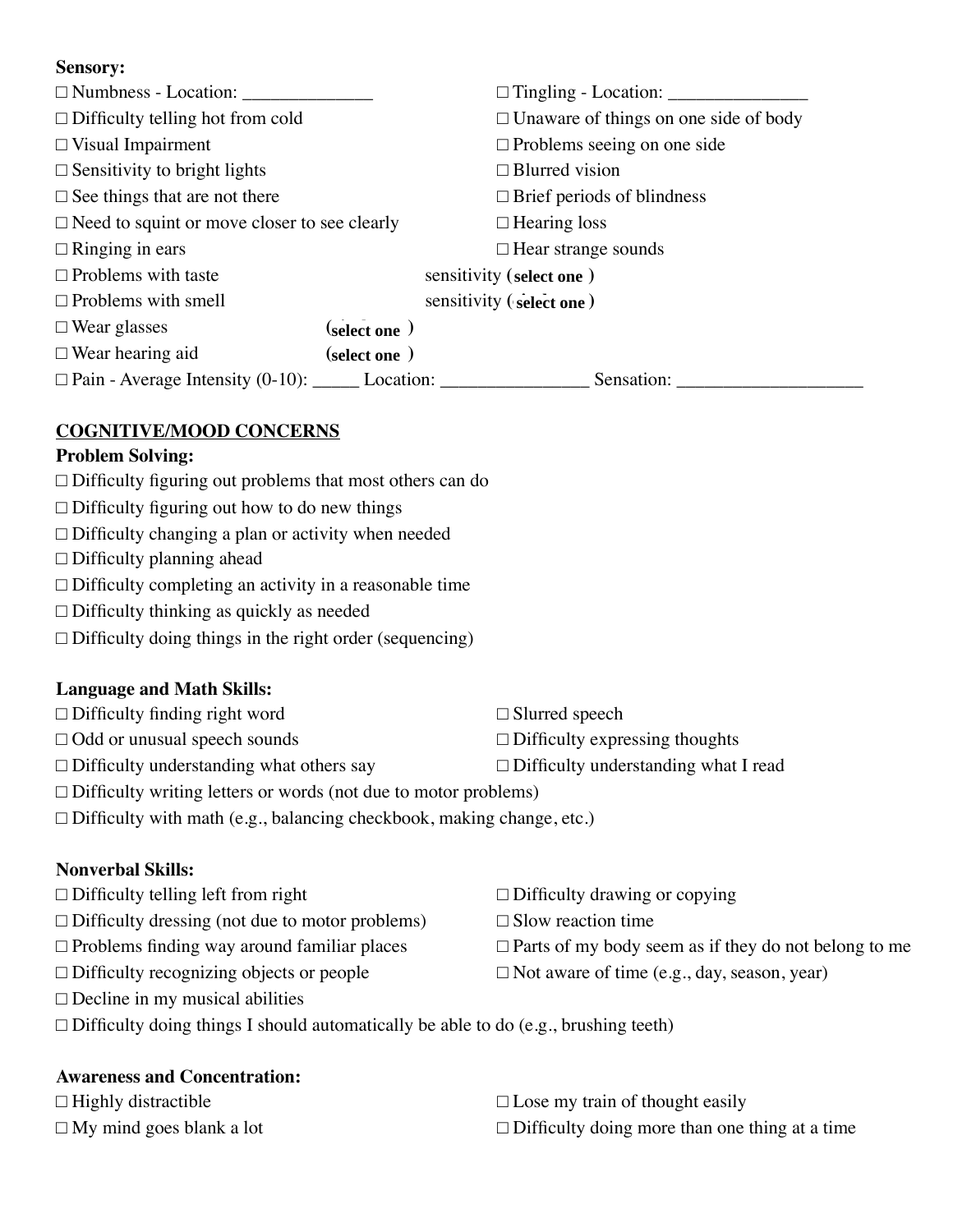**Sensory:**

☐ Numbness - Location: ______________
☐ Tingling - Location: _______________
☐ Difficulty telling hot from cold
☐ Unaware of things on one side of body
☐ Visual Impairment
☐ Problems seeing on one side
☐ Sensitivity to bright lights
☐ Blurred vision
☐ See things that are not there
☐ Brief periods of blindness
☐ Need to squint or move closer to see clearly
☐ Hearing loss
☐ Ringing in ears
☐ Hear strange sounds
☐ Problems with taste — sensitivity **(select one)**
☐ Problems with smell — sensitivity **(select one)**
☐ Wear glasses **(select one)**
☐ Wear hearing aid **(select one)**
☐ Pain - Average Intensity (0-10): _____ Location: _______________ Sensation: ___________________

## COGNITIVE/MOOD CONCERNS

**Problem Solving:**

☐ Difficulty figuring out problems that most others can do
☐ Difficulty figuring out how to do new things
☐ Difficulty changing a plan or activity when needed
☐ Difficulty planning ahead
☐ Difficulty completing an activity in a reasonable time
☐ Difficulty thinking as quickly as needed
☐ Difficulty doing things in the right order (sequencing)

**Language and Math Skills:**

☐ Difficulty finding right word
☐ Slurred speech
☐ Odd or unusual speech sounds
☐ Difficulty expressing thoughts
☐ Difficulty understanding what others say
☐ Difficulty understanding what I read
☐ Difficulty writing letters or words (not due to motor problems)
☐ Difficulty with math (e.g., balancing checkbook, making change, etc.)

**Nonverbal Skills:**

☐ Difficulty telling left from right
☐ Difficulty drawing or copying
☐ Difficulty dressing (not due to motor problems)
☐ Slow reaction time
☐ Problems finding way around familiar places
☐ Parts of my body seem as if they do not belong to me
☐ Difficulty recognizing objects or people
☐ Not aware of time (e.g., day, season, year)
☐ Decline in my musical abilities
☐ Difficulty doing things I should automatically be able to do (e.g., brushing teeth)

**Awareness and Concentration:**

☐ Highly distractible
☐ Lose my train of thought easily
☐ My mind goes blank a lot
☐ Difficulty doing more than one thing at a time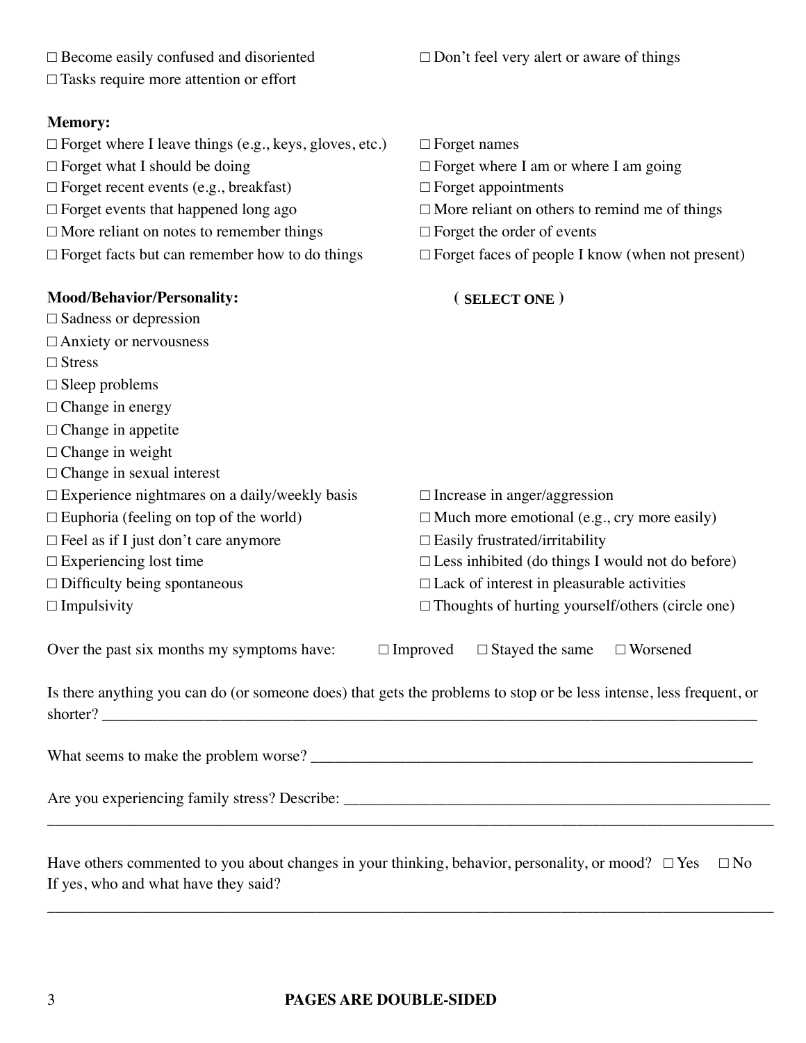- ☐ Become easily confused and disoriented
- ☐ Don't feel very alert or aware of things
- ☐ Tasks require more attention or effort

**Memory:**

- ☐ Forget where I leave things (e.g., keys, gloves, etc.)
- ☐ Forget names
- ☐ Forget what I should be doing
- ☐ Forget where I am or where I am going
- ☐ Forget recent events (e.g., breakfast)
- ☐ Forget appointments
- ☐ Forget events that happened long ago
- ☐ More reliant on others to remind me of things
- ☐ More reliant on notes to remember things
- ☐ Forget the order of events
- ☐ Forget facts but can remember how to do things
- ☐ Forget faces of people I know (when not present)

**Mood/Behavior/Personality:** ( **SELECT ONE** )

- ☐ Sadness or depression
- ☐ Anxiety or nervousness
- ☐ Stress
- ☐ Sleep problems
- ☐ Change in energy
- ☐ Change in appetite
- ☐ Change in weight
- ☐ Change in sexual interest
- ☐ Experience nightmares on a daily/weekly basis
- ☐ Increase in anger/aggression
- ☐ Euphoria (feeling on top of the world)
- ☐ Much more emotional (e.g., cry more easily)
- ☐ Feel as if I just don't care anymore
- ☐ Easily frustrated/irritability
- ☐ Experiencing lost time
- ☐ Less inhibited (do things I would not do before)
- ☐ Difficulty being spontaneous
- ☐ Lack of interest in pleasurable activities
- ☐ Impulsivity
- ☐ Thoughts of hurting yourself/others (circle one)

Over the past six months my symptoms have: ☐ Improved ☐ Stayed the same ☐ Worsened

Is there anything you can do (or someone does) that gets the problems to stop or be less intense, less frequent, or shorter? ______________________________________________

What seems to make the problem worse? ______________________________________________

Are you experiencing family stress? Describe: ______________________________________________

______________________________________________

Have others commented to you about changes in your thinking, behavior, personality, or mood? ☐ Yes ☐ No
If yes, who and what have they said?

______________________________________________

**PAGES ARE DOUBLE-SIDED**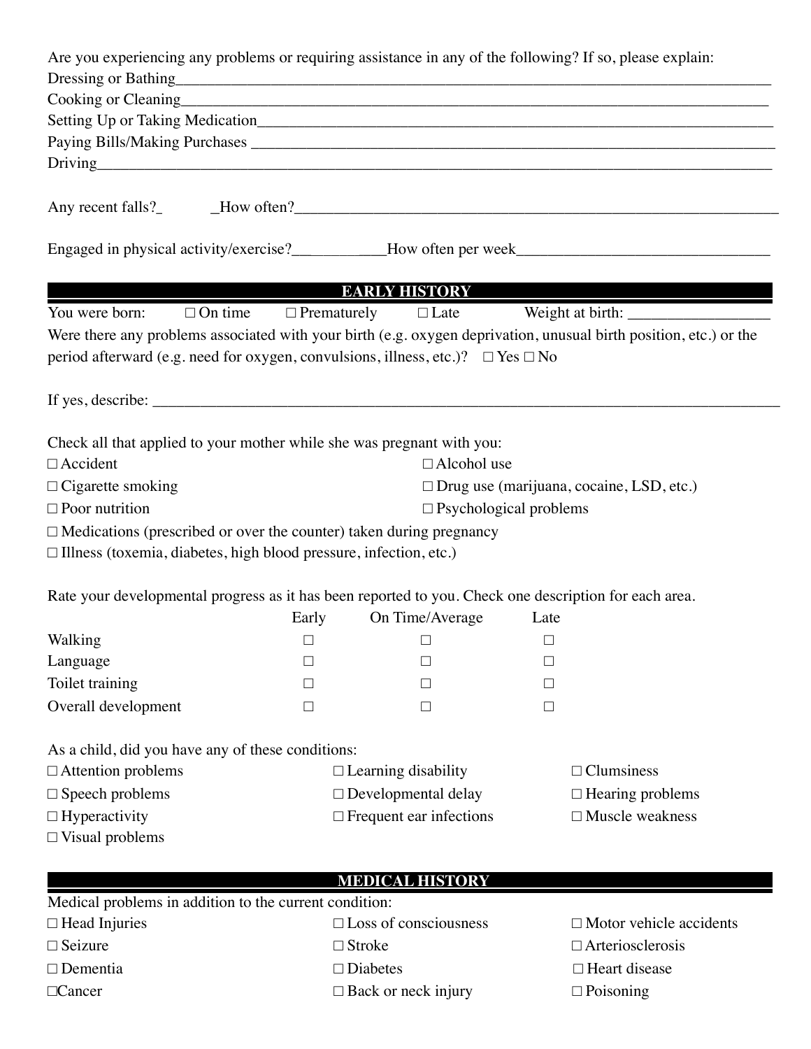Are you experiencing any problems or requiring assistance in any of the following? If so, please explain:

Dressing or Bathing_______________________________________________________________________________

Cooking or Cleaning_______________________________________________________________________________

Setting Up or Taking Medication____________________________________________________________________

Paying Bills/Making Purchases _____________________________________________________________________

Driving___________________________________________________________________________________________

Any recent falls?_ _How often?____________________________________________________________________

Engaged in physical activity/exercise?____________How often per week________________________________

## EARLY HISTORY

You were born: ☐ On time ☐ Prematurely ☐ Late Weight at birth: _________________

Were there any problems associated with your birth (e.g. oxygen deprivation, unusual birth position, etc.) or the period afterward (e.g. need for oxygen, convulsions, illness, etc.)? ☐ Yes ☐ No

If yes, describe: ___________________________________________________________________________________

Check all that applied to your mother while she was pregnant with you:

☐ Accident
☐ Alcohol use
☐ Cigarette smoking
☐ Drug use (marijuana, cocaine, LSD, etc.)
☐ Poor nutrition
☐ Psychological problems
☐ Medications (prescribed or over the counter) taken during pregnancy
☐ Illness (toxemia, diabetes, high blood pressure, infection, etc.)

Rate your developmental progress as it has been reported to you. Check one description for each area.

| | Early | On Time/Average | Late |
|---|---|---|---|
| Walking | ☐ | ☐ | ☐ |
| Language | ☐ | ☐ | ☐ |
| Toilet training | ☐ | ☐ | ☐ |
| Overall development | ☐ | ☐ | ☐ |

As a child, did you have any of these conditions:

☐ Attention problems
☐ Learning disability
☐ Clumsiness
☐ Speech problems
☐ Developmental delay
☐ Hearing problems
☐ Hyperactivity
☐ Frequent ear infections
☐ Muscle weakness
☐ Visual problems

## MEDICAL HISTORY

Medical problems in addition to the current condition:

☐ Head Injuries
☐ Loss of consciousness
☐ Motor vehicle accidents
☐ Seizure
☐ Stroke
☐ Arteriosclerosis
☐ Dementia
☐ Diabetes
☐ Heart disease
☐ Cancer
☐ Back or neck injury
☐ Poisoning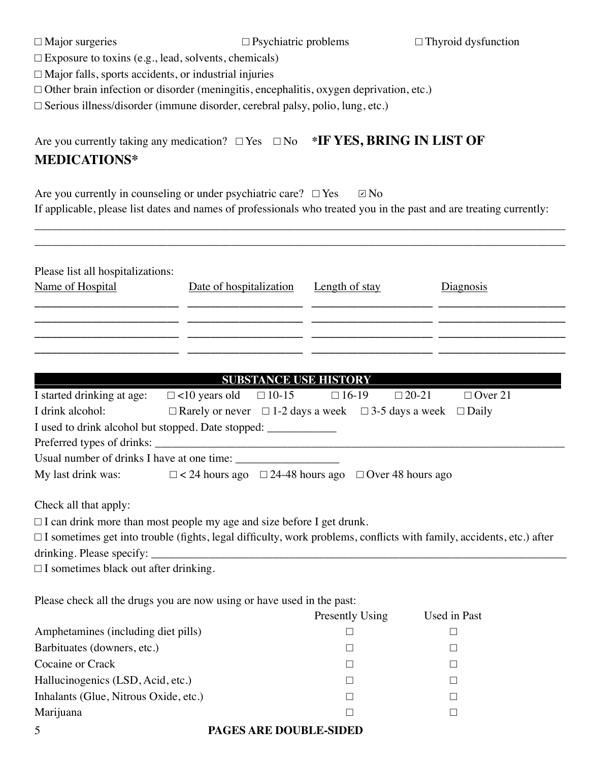☐ Major surgeries ☐ Psychiatric problems ☐ Thyroid dysfunction

☐ Exposure to toxins (e.g., lead, solvents, chemicals)

☐ Major falls, sports accidents, or industrial injuries

☐ Other brain infection or disorder (meningitis, encephalitis, oxygen deprivation, etc.)

☐ Serious illness/disorder (immune disorder, cerebral palsy, polio, lung, etc.)

Are you currently taking any medication? ☐ Yes ☐ No **\*IF YES, BRING IN LIST OF MEDICATIONS\***

Are you currently in counseling or under psychiatric care? ☐ Yes ☑ No

If applicable, please list dates and names of professionals who treated you in the past and are treating currently:

_______________________________________________________________________________

_______________________________________________________________________________

Please list all hospitalizations:

| Name of Hospital | Date of hospitalization | Length of stay | Diagnosis |
|---|---|---|---|
| | | | |
| | | | |
| | | | |
| | | | |

## SUBSTANCE USE HISTORY

I started drinking at age: ☐ <10 years old ☐ 10-15 ☐ 16-19 ☐ 20-21 ☐ Over 21

I drink alcohol: ☐ Rarely or never ☐ 1-2 days a week ☐ 3-5 days a week ☐ Daily

I used to drink alcohol but stopped. Date stopped: ___________

Preferred types of drinks: _______________________________________________________________

Usual number of drinks I have at one time: _________________

My last drink was: ☐ < 24 hours ago ☐ 24-48 hours ago ☐ Over 48 hours ago

Check all that apply:

☐ I can drink more than most people my age and size before I get drunk.

☐ I sometimes get into trouble (fights, legal difficulty, work problems, conflicts with family, accidents, etc.) after drinking. Please specify: _______________________________________________________________

☐ I sometimes black out after drinking.

Please check all the drugs you are now using or have used in the past:

| | Presently Using | Used in Past |
|---|---|---|
| Amphetamines (including diet pills) | ☐ | ☐ |
| Barbituates (downers, etc.) | ☐ | ☐ |
| Cocaine or Crack | ☐ | ☐ |
| Hallucinogenics (LSD, Acid, etc.) | ☐ | ☐ |
| Inhalants (Glue, Nitrous Oxide, etc.) | ☐ | ☐ |
| Marijuana | ☐ | ☐ |

**PAGES ARE DOUBLE-SIDED**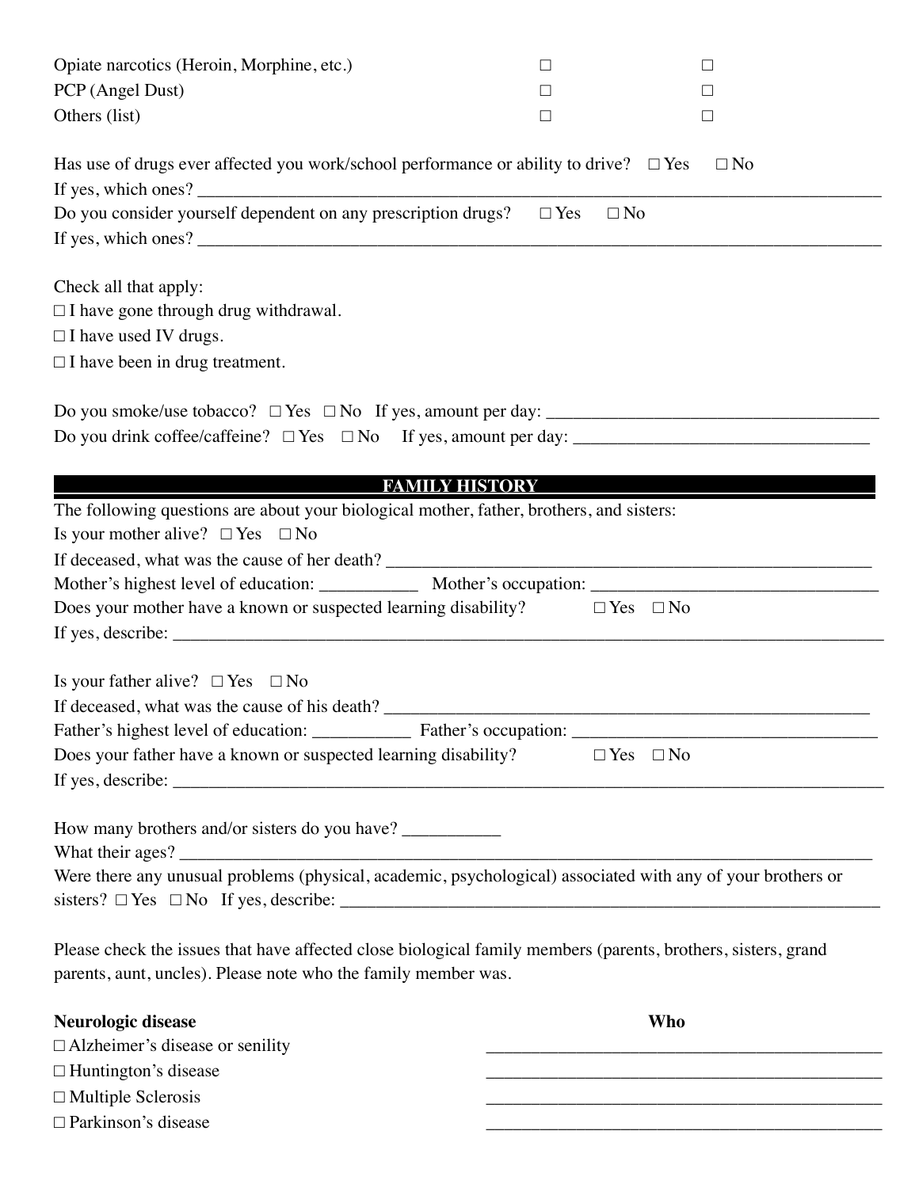| | | |
|---|---|---|
| Opiate narcotics (Heroin, Morphine, etc.) | □ | □ |
| PCP (Angel Dust) | □ | □ |
| Others (list) | □ | □ |

Has use of drugs ever affected you work/school performance or ability to drive? □ Yes □ No

If yes, which ones? ___________________________________________________________________________

Do you consider yourself dependent on any prescription drugs? □ Yes □ No

If yes, which ones? ___________________________________________________________________________

Check all that apply:

□ I have gone through drug withdrawal.

□ I have used IV drugs.

□ I have been in drug treatment.

Do you smoke/use tobacco? □ Yes □ No If yes, amount per day: ___________________________________

Do you drink coffee/caffeine? □ Yes □ No If yes, amount per day: _______________________________

## FAMILY HISTORY

The following questions are about your biological mother, father, brothers, and sisters:

Is your mother alive? □ Yes □ No

If deceased, what was the cause of her death? ____________________________________________________

Mother's highest level of education: __________ Mother's occupation: ______________________________

Does your mother have a known or suspected learning disability? □ Yes □ No

If yes, describe: _______________________________________________________________________________

Is your father alive? □ Yes □ No

If deceased, what was the cause of his death? _____________________________________________________

Father's highest level of education: __________ Father's occupation: ________________________________

Does your father have a known or suspected learning disability? □ Yes □ No

If yes, describe: _______________________________________________________________________________

How many brothers and/or sisters do you have? __________

What their ages? _______________________________________________________________________________

Were there any unusual problems (physical, academic, psychological) associated with any of your brothers or sisters? □ Yes □ No If yes, describe: ______________________________________________________________

Please check the issues that have affected close biological family members (parents, brothers, sisters, grand parents, aunt, uncles). Please note who the family member was.

| **Neurologic disease** | **Who** |
|---|---|
| □ Alzheimer's disease or senility | ________________________________ |
| □ Huntington's disease | ________________________________ |
| □ Multiple Sclerosis | ________________________________ |
| □ Parkinson's disease | ________________________________ |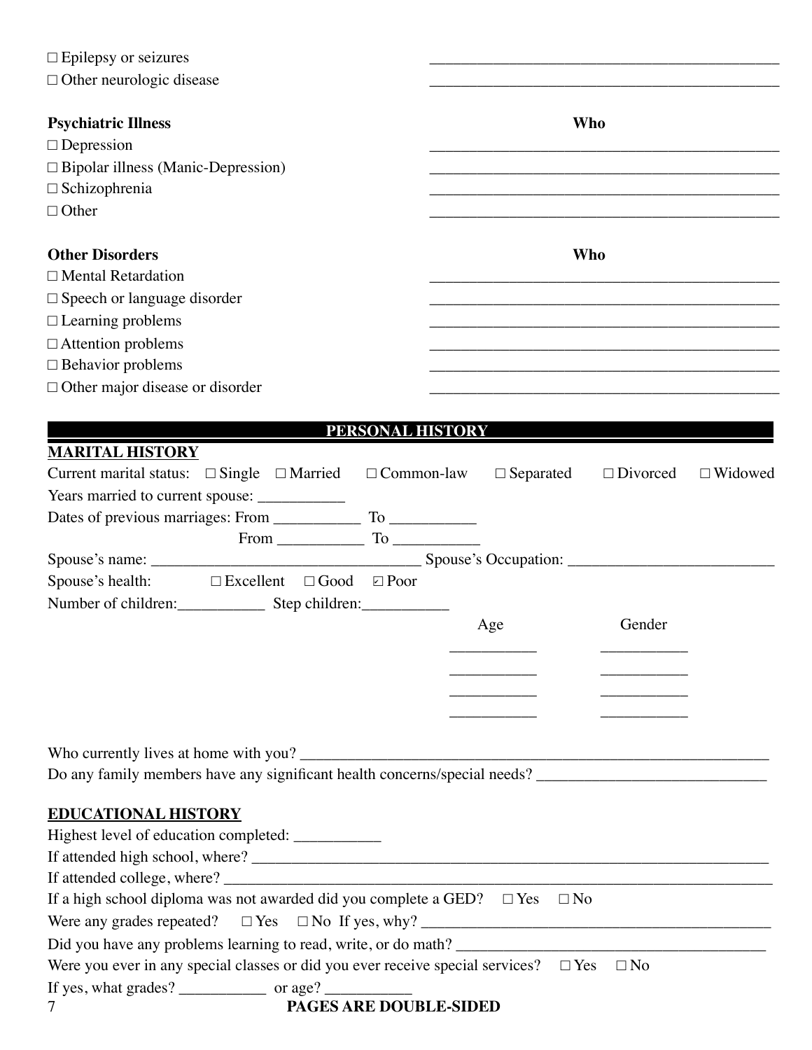☐ Epilepsy or seizures \_\_\_\_\_\_\_\_\_\_\_\_\_\_\_\_\_\_\_\_\_\_\_\_\_\_\_\_\_\_\_\_\_\_\_\_\_\_\_\_\_\_\_\_

☐ Other neurologic disease \_\_\_\_\_\_\_\_\_\_\_\_\_\_\_\_\_\_\_\_\_\_\_\_\_\_\_\_\_\_\_\_\_\_\_\_\_\_\_\_\_\_\_\_

| **Psychiatric Illness** | **Who** |
|---|---|
| ☐ Depression | ____________________________________________ |
| ☐ Bipolar illness (Manic-Depression) | ____________________________________________ |
| ☐ Schizophrenia | ____________________________________________ |
| ☐ Other | ____________________________________________ |

| **Other Disorders** | **Who** |
|---|---|
| ☐ Mental Retardation | ____________________________________________ |
| ☐ Speech or language disorder | ____________________________________________ |
| ☐ Learning problems | ____________________________________________ |
| ☐ Attention problems | ____________________________________________ |
| ☐ Behavior problems | ____________________________________________ |
| ☐ Other major disease or disorder | ____________________________________________ |

## PERSONAL HISTORY

### MARITAL HISTORY

Current marital status: ☐ Single ☐ Married ☐ Common-law ☐ Separated ☐ Divorced ☐ Widowed

Years married to current spouse: ___________

Dates of previous marriages: From ___________ To ___________

From ___________ To ___________

Spouse's name: _________________________________ Spouse's Occupation: __________________________

Spouse's health: ☐ Excellent ☐ Good ☑ Poor

Number of children:___________ Step children:___________

| Age | Gender |
|---|---|
| ___________ | ___________ |
| ___________ | ___________ |
| ___________ | ___________ |
| ___________ | ___________ |

Who currently lives at home with you? ______________________________________________________________

Do any family members have any significant health concerns/special needs? _____________________________

### EDUCATIONAL HISTORY

Highest level of education completed: ___________

If attended high school, where? ___________________________________________________________________

If attended college, where? _______________________________________________________________________

If a high school diploma was not awarded did you complete a GED? ☐ Yes ☐ No

Were any grades repeated? ☐ Yes ☐ No If yes, why? ___________________________________________

Did you have any problems learning to read, write, or do math? ______________________________________

Were you ever in any special classes or did you ever receive special services? ☐ Yes ☐ No

If yes, what grades? ___________ or age? ___________

**PAGES ARE DOUBLE-SIDED**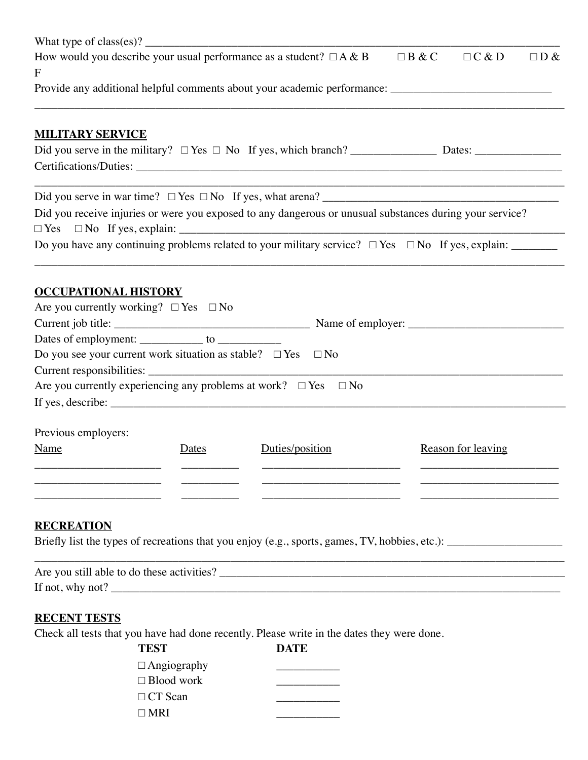What type of class(es)? ___________________________________________________________________________

How would you describe your usual performance as a student? ☐ A & B ☐ B & C ☐ C & D ☐ D & F

Provide any additional helpful comments about your academic performance: ___________________________

_____________________________________________________________________________________________

## MILITARY SERVICE

Did you serve in the military? ☐ Yes ☐ No If yes, which branch? _______________ Dates: _______________

Certifications/Duties: _____________________________________________________________________________

_____________________________________________________________________________________________

Did you serve in war time? ☐ Yes ☐ No If yes, what arena? __________________________________________

Did you receive injuries or were you exposed to any dangerous or unusual substances during your service?
☐ Yes ☐ No If yes, explain: _____________________________________________________________________

Do you have any continuing problems related to your military service? ☐ Yes ☐ No If yes, explain: ________

_____________________________________________________________________________________________

## OCCUPATIONAL HISTORY

Are you currently working? ☐ Yes ☐ No

Current job title: __________________________________ Name of employer: ___________________________

Dates of employment: ___________ to ___________

Do you see your current work situation as stable? ☐ Yes ☐ No

Current responsibilities: ____________________________________________________________________________

Are you currently experiencing any problems at work? ☐ Yes ☐ No

If yes, describe: _________________________________________________________________________________

Previous employers:

| Name | Dates | Duties/position | Reason for leaving |
| --- | --- | --- | --- |
| ______________________ | __________ | ________________________ | ________________________ |
| ______________________ | __________ | ________________________ | ________________________ |
| ______________________ | __________ | ________________________ | ________________________ |

## RECREATION

Briefly list the types of recreations that you enjoy (e.g., sports, games, TV, hobbies, etc.): ___________________

_____________________________________________________________________________________________

Are you still able to do these activities? ______________________________________________________________

If not, why not? _________________________________________________________________________________

## RECENT TESTS

Check all tests that you have had done recently. Please write in the dates they were done.

| TEST | DATE |
| --- | --- |
| ☐ Angiography | ___________ |
| ☐ Blood work | ___________ |
| ☐ CT Scan | ___________ |
| ☐ MRI | ___________ |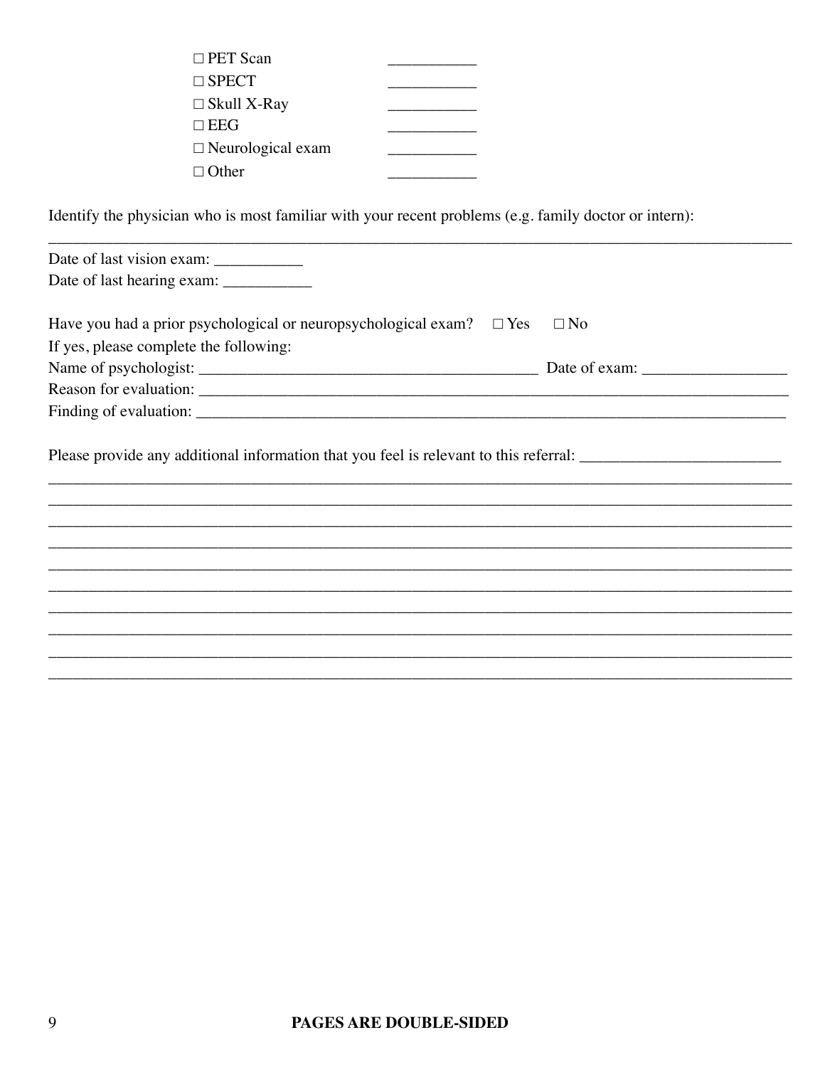□ PET Scan ___________
□ SPECT ___________
□ Skull X-Ray ___________
□ EEG ___________
□ Neurological exam ___________
□ Other ___________

Identify the physician who is most familiar with your recent problems (e.g. family doctor or intern):
_______________________________________________________________________________________________

Date of last vision exam: ___________
Date of last hearing exam: ___________

Have you had a prior psychological or neuropsychological exam? □ Yes □ No
If yes, please complete the following:
Name of psychologist: __________________________________________ Date of exam: __________________
Reason for evaluation: _______________________________________________________________________________
Finding of evaluation: ________________________________________________________________________________

Please provide any additional information that you feel is relevant to this referral: _________________________
_______________________________________________________________________________________________
_______________________________________________________________________________________________
_______________________________________________________________________________________________
_______________________________________________________________________________________________
_______________________________________________________________________________________________
_______________________________________________________________________________________________
_______________________________________________________________________________________________
_______________________________________________________________________________________________
_______________________________________________________________________________________________
_______________________________________________________________________________________________

**PAGES ARE DOUBLE-SIDED**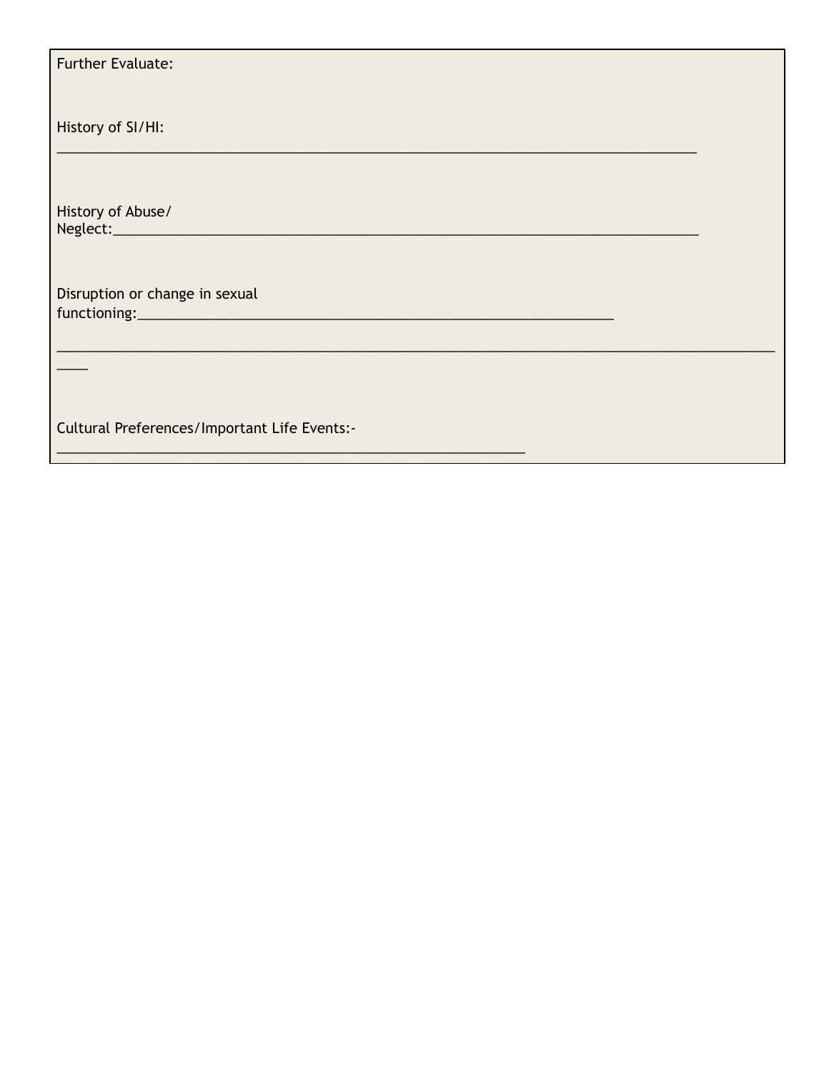Further Evaluate:

History of SI/HI:
______________________________________________________________________________

History of Abuse/
Neglect:_______________________________________________________________________

Disruption or change in sexual
functioning:___________________________________________________________

____________________________________________________________________________________________

Cultural Preferences/Important Life Events:-
____________________________________________________________